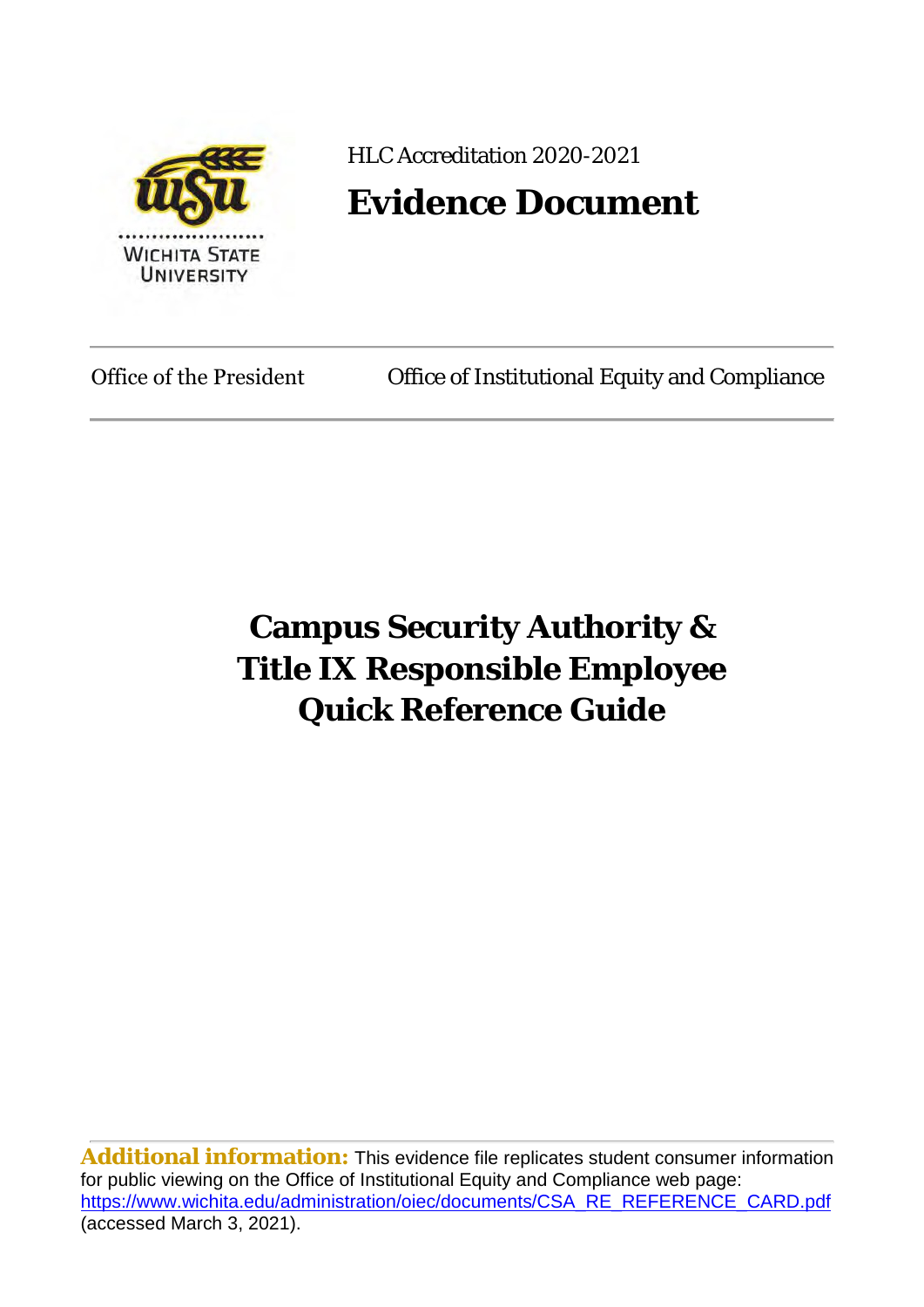HLC Accreditation 2020-2021

# Evidence Document

Office of the President | Office of Institutional Equity and Compliance

# Campus Security Authority & Title IX Responsible Employee Quick Reference Guide

**Additional information:** This evidence file replicates student consumer information for public viewing on the Office of Institutional Equity and Compliance web page: https://www.wichita.edu/administration/oiec/documents/CSA_RE_REFERENCE_CARD.pdf (accessed March 3, 2021).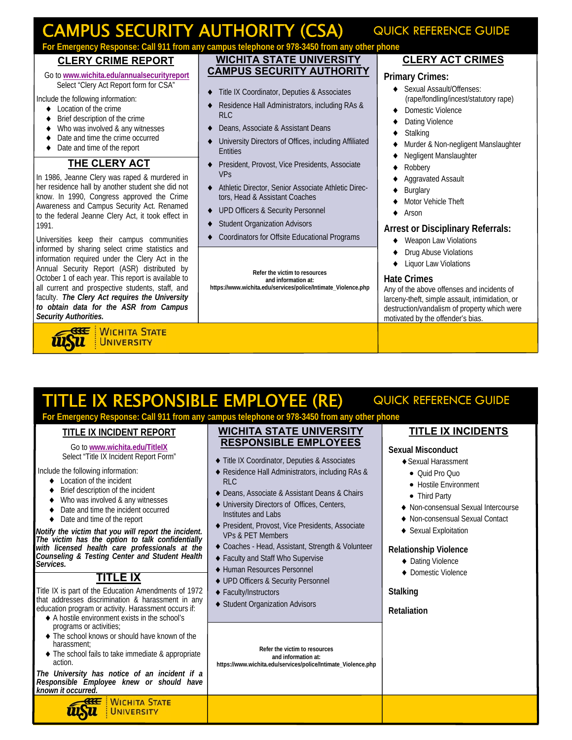# CAMPUS SECURITY AUTHORITY (CSA) QUICK REFERENCE GUIDE

**For Emergency Response: Call 911 from any campus telephone or 978-3450 from any other phone**

## CLERY CRIME REPORT

Go to **www.wichita.edu/annualsecurityreport**
Select "Clery Act Report form for CSA"

Include the following information:

- Location of the crime
- Brief description of the crime
- Who was involved & any witnesses
- Date and time the crime occurred
- Date and time of the report

## THE CLERY ACT

In 1986, Jeanne Clery was raped & murdered in her residence hall by another student she did not know. In 1990, Congress approved the Crime Awareness and Campus Security Act. Renamed to the federal Jeanne Clery Act, it took effect in 1991.

Universities keep their campus communities informed by sharing select crime statistics and information required under the Clery Act in the Annual Security Report (ASR) distributed by October 1 of each year. This report is available to all current and prospective students, staff, and faculty. ***The Clery Act requires the University to obtain data for the ASR from Campus Security Authorities.***

WICHITA STATE UNIVERSITY

## WICHITA STATE UNIVERSITY CAMPUS SECURITY AUTHORITY

- Title IX Coordinator, Deputies & Associates
- Residence Hall Administrators, including RAs & RLC
- Deans, Associate & Assistant Deans
- University Directors of Offices, including Affiliated Entities
- President, Provost, Vice Presidents, Associate VPs
- Athletic Director, Senior Associate Athletic Directors, Head & Assistant Coaches
- UPD Officers & Security Personnel
- Student Organization Advisors
- Coordinators for Offsite Educational Programs

**Refer the victim to resources and information at: https://www.wichita.edu/services/police/Intimate_Violence.php**

## CLERY ACT CRIMES

### Primary Crimes:

- Sexual Assault/Offenses: (rape/fondling/incest/statutory rape)
- Domestic Violence
- Dating Violence
- Stalking
- Murder & Non-negligent Manslaughter
- Negligent Manslaughter
- Robbery
- Aggravated Assault
- Burglary
- Motor Vehicle Theft
- Arson

### Arrest or Disciplinary Referrals:

- Weapon Law Violations
- Drug Abuse Violations
- Liquor Law Violations

### Hate Crimes

Any of the above offenses and incidents of larceny-theft, simple assault, intimidation, or destruction/vandalism of property which were motivated by the offender's bias.

# TITLE IX RESPONSIBLE EMPLOYEE (RE) QUICK REFERENCE GUIDE

**For Emergency Response: Call 911 from any campus telephone or 978-3450 from any other phone**

## TITLE IX INCIDENT REPORT

Go to **www.wichita.edu/TitleIX**
Select "Title IX Incident Report Form"

Include the following information:

- Location of the incident
- Brief description of the incident
- Who was involved & any witnesses
- Date and time the incident occurred
- Date and time of the report

***Notify the victim that you will report the incident. The victim has the option to talk confidentially with licensed health care professionals at the Counseling & Testing Center and Student Health Services.***

## TITLE IX

Title IX is part of the Education Amendments of 1972 that addresses discrimination & harassment in any education program or activity. Harassment occurs if:

- A hostile environment exists in the school's programs or activities;
- The school knows or should have known of the harassment;
- The school fails to take immediate & appropriate action.

***The University has notice of an incident if a Responsible Employee knew or should have known it occurred.***

WICHITA STATE UNIVERSITY

## WICHITA STATE UNIVERSITY RESPONSIBLE EMPLOYEES

- Title IX Coordinator, Deputies & Associates
- Residence Hall Administrators, including RAs & RLC
- Deans, Associate & Assistant Deans & Chairs
- University Directors of Offices, Centers, Institutes and Labs
- President, Provost, Vice Presidents, Associate VPs & PET Members
- Coaches - Head, Assistant, Strength & Volunteer
- Faculty and Staff Who Supervise
- Human Resources Personnel
- UPD Officers & Security Personnel
- Faculty/Instructors
- Student Organization Advisors

**Refer the victim to resources and information at: https://www.wichita.edu/services/police/Intimate_Violence.php**

## TITLE IX INCIDENTS

### Sexual Misconduct

- Sexual Harassment
  - Quid Pro Quo
  - Hostile Environment
  - Third Party
- Non-consensual Sexual Intercourse
- Non-consensual Sexual Contact
- Sexual Exploitation

### Relationship Violence

- Dating Violence
- Domestic Violence

### Stalking

### Retaliation